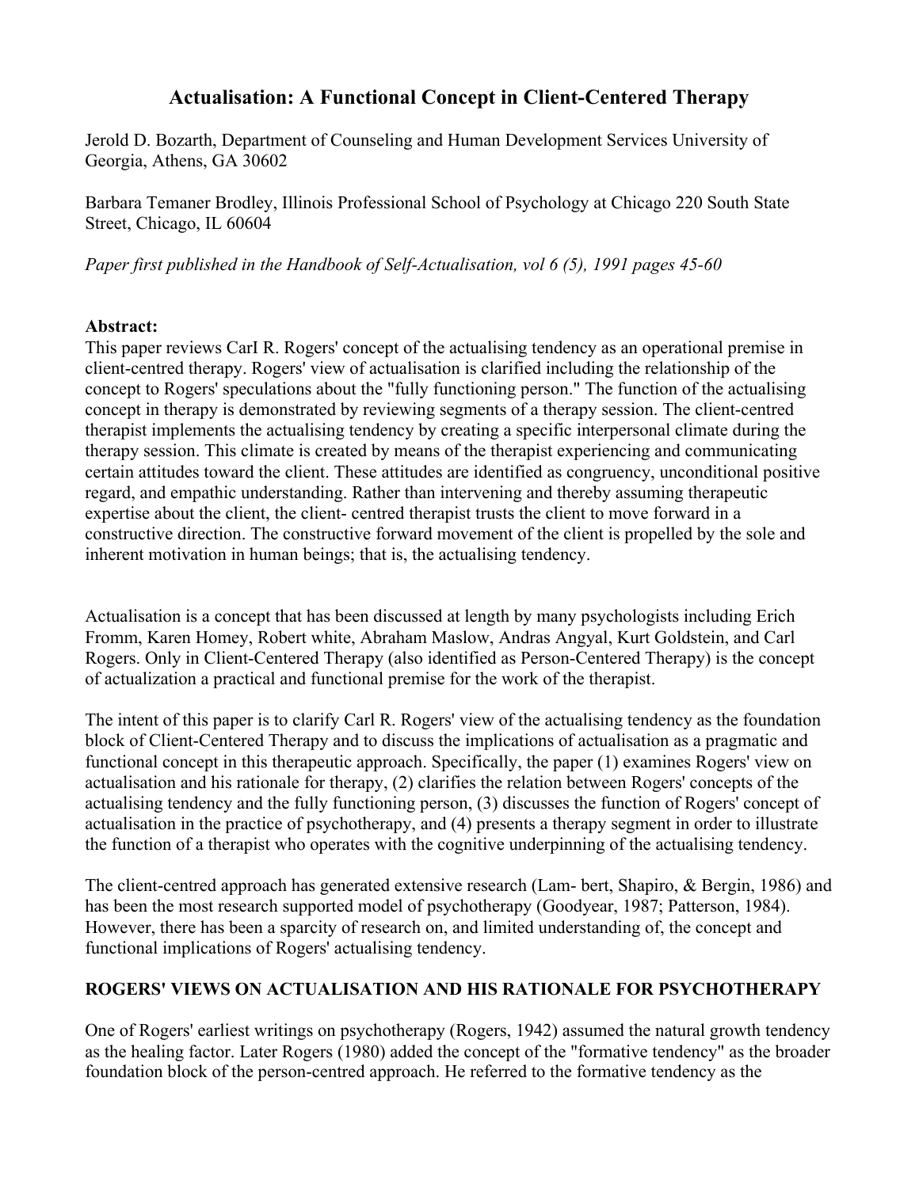# Actualisation: A Functional Concept in Client-Centered Therapy

Jerold D. Bozarth, Department of Counseling and Human Development Services University of Georgia, Athens, GA 30602

Barbara Temaner Brodley, Illinois Professional School of Psychology at Chicago 220 South State Street, Chicago, IL 60604

*Paper first published in the Handbook of Self-Actualisation, vol 6 (5), 1991 pages 45-60*

**Abstract:**
This paper reviews CarI R. Rogers' concept of the actualising tendency as an operational premise in client-centred therapy. Rogers' view of actualisation is clarified including the relationship of the concept to Rogers' speculations about the "fully functioning person." The function of the actualising concept in therapy is demonstrated by reviewing segments of a therapy session. The client-centred therapist implements the actualising tendency by creating a specific interpersonal climate during the therapy session. This climate is created by means of the therapist experiencing and communicating certain attitudes toward the client. These attitudes are identified as congruency, unconditional positive regard, and empathic understanding. Rather than intervening and thereby assuming therapeutic expertise about the client, the client- centred therapist trusts the client to move forward in a constructive direction. The constructive forward movement of the client is propelled by the sole and inherent motivation in human beings; that is, the actualising tendency.

Actualisation is a concept that has been discussed at length by many psychologists including Erich Fromm, Karen Homey, Robert white, Abraham Maslow, Andras Angyal, Kurt Goldstein, and Carl Rogers. Only in Client-Centered Therapy (also identified as Person-Centered Therapy) is the concept of actualization a practical and functional premise for the work of the therapist.

The intent of this paper is to clarify Carl R. Rogers' view of the actualising tendency as the foundation block of Client-Centered Therapy and to discuss the implications of actualisation as a pragmatic and functional concept in this therapeutic approach. Specifically, the paper (1) examines Rogers' view on actualisation and his rationale for therapy, (2) clarifies the relation between Rogers' concepts of the actualising tendency and the fully functioning person, (3) discusses the function of Rogers' concept of actualisation in the practice of psychotherapy, and (4) presents a therapy segment in order to illustrate the function of a therapist who operates with the cognitive underpinning of the actualising tendency.

The client-centred approach has generated extensive research (Lam- bert, Shapiro, & Bergin, 1986) and has been the most research supported model of psychotherapy (Goodyear, 1987; Patterson, 1984). However, there has been a sparcity of research on, and limited understanding of, the concept and functional implications of Rogers' actualising tendency.

## ROGERS' VIEWS ON ACTUALISATION AND HIS RATIONALE FOR PSYCHOTHERAPY

One of Rogers' earliest writings on psychotherapy (Rogers, 1942) assumed the natural growth tendency as the healing factor. Later Rogers (1980) added the concept of the "formative tendency" as the broader foundation block of the person-centred approach. He referred to the formative tendency as the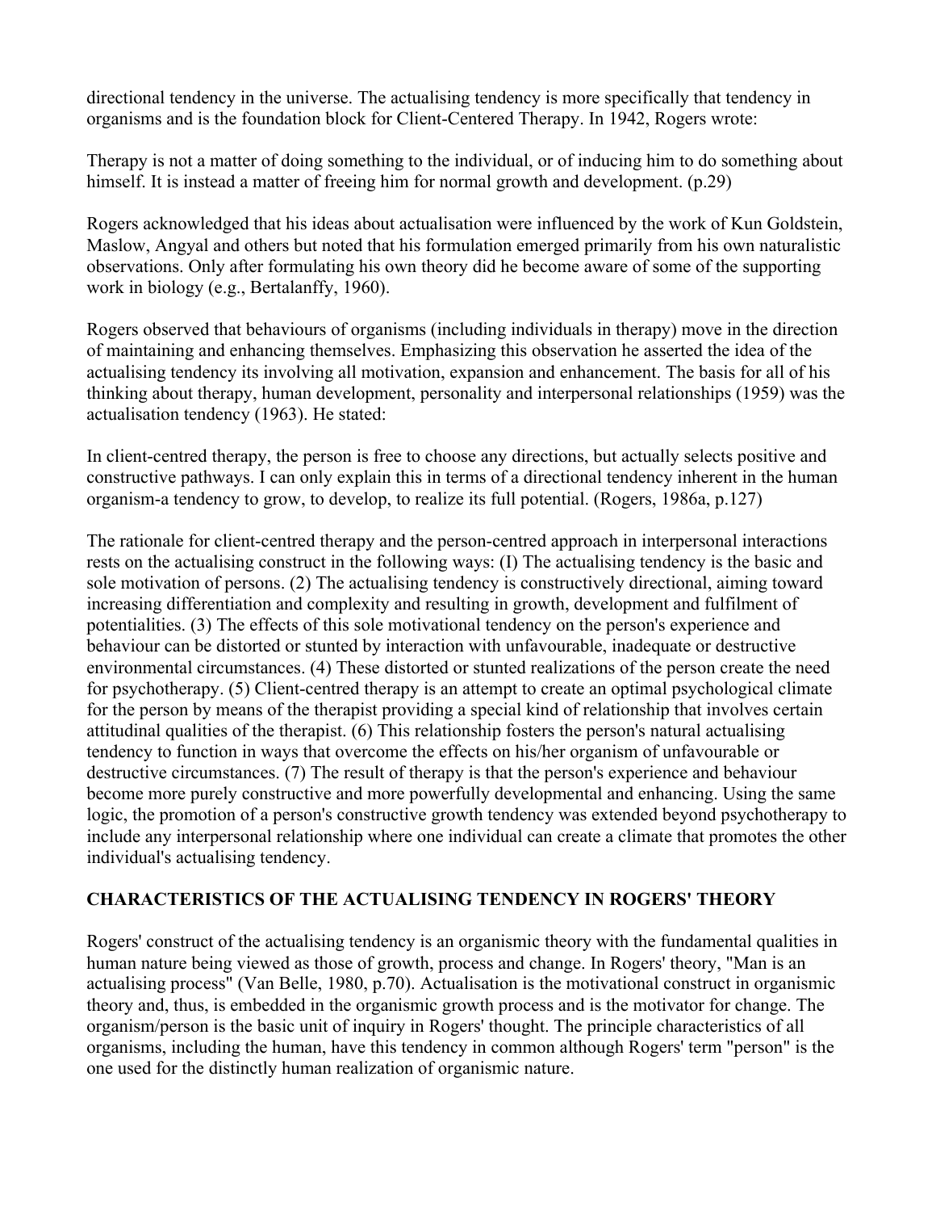directional tendency in the universe. The actualising tendency is more specifically that tendency in organisms and is the foundation block for Client-Centered Therapy. In 1942, Rogers wrote:

Therapy is not a matter of doing something to the individual, or of inducing him to do something about himself. It is instead a matter of freeing him for normal growth and development. (p.29)

Rogers acknowledged that his ideas about actualisation were influenced by the work of Kun Goldstein, Maslow, Angyal and others but noted that his formulation emerged primarily from his own naturalistic observations. Only after formulating his own theory did he become aware of some of the supporting work in biology (e.g., Bertalanffy, 1960).

Rogers observed that behaviours of organisms (including individuals in therapy) move in the direction of maintaining and enhancing themselves. Emphasizing this observation he asserted the idea of the actualising tendency its involving all motivation, expansion and enhancement. The basis for all of his thinking about therapy, human development, personality and interpersonal relationships (1959) was the actualisation tendency (1963). He stated:

In client-centred therapy, the person is free to choose any directions, but actually selects positive and constructive pathways. I can only explain this in terms of a directional tendency inherent in the human organism-a tendency to grow, to develop, to realize its full potential. (Rogers, 1986a, p.127)

The rationale for client-centred therapy and the person-centred approach in interpersonal interactions rests on the actualising construct in the following ways: (I) The actualising tendency is the basic and sole motivation of persons. (2) The actualising tendency is constructively directional, aiming toward increasing differentiation and complexity and resulting in growth, development and fulfilment of potentialities. (3) The effects of this sole motivational tendency on the person's experience and behaviour can be distorted or stunted by interaction with unfavourable, inadequate or destructive environmental circumstances. (4) These distorted or stunted realizations of the person create the need for psychotherapy. (5) Client-centred therapy is an attempt to create an optimal psychological climate for the person by means of the therapist providing a special kind of relationship that involves certain attitudinal qualities of the therapist. (6) This relationship fosters the person's natural actualising tendency to function in ways that overcome the effects on his/her organism of unfavourable or destructive circumstances. (7) The result of therapy is that the person's experience and behaviour become more purely constructive and more powerfully developmental and enhancing. Using the same logic, the promotion of a person's constructive growth tendency was extended beyond psychotherapy to include any interpersonal relationship where one individual can create a climate that promotes the other individual's actualising tendency.

## CHARACTERISTICS OF THE ACTUALISING TENDENCY IN ROGERS' THEORY

Rogers' construct of the actualising tendency is an organismic theory with the fundamental qualities in human nature being viewed as those of growth, process and change. In Rogers' theory, "Man is an actualising process" (Van Belle, 1980, p.70). Actualisation is the motivational construct in organismic theory and, thus, is embedded in the organismic growth process and is the motivator for change. The organism/person is the basic unit of inquiry in Rogers' thought. The principle characteristics of all organisms, including the human, have this tendency in common although Rogers' term "person" is the one used for the distinctly human realization of organismic nature.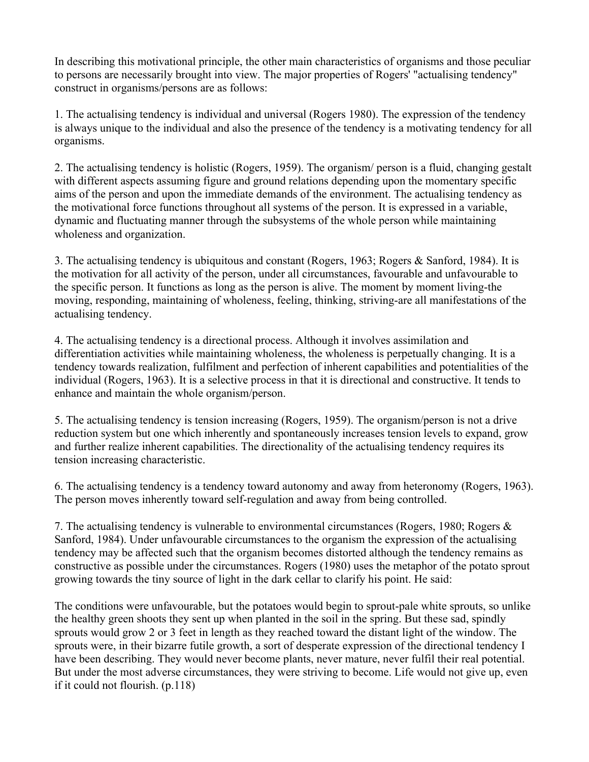In describing this motivational principle, the other main characteristics of organisms and those peculiar to persons are necessarily brought into view. The major properties of Rogers' "actualising tendency" construct in organisms/persons are as follows:

1. The actualising tendency is individual and universal (Rogers 1980). The expression of the tendency is always unique to the individual and also the presence of the tendency is a motivating tendency for all organisms.

2. The actualising tendency is holistic (Rogers, 1959). The organism/ person is a fluid, changing gestalt with different aspects assuming figure and ground relations depending upon the momentary specific aims of the person and upon the immediate demands of the environment. The actualising tendency as the motivational force functions throughout all systems of the person. It is expressed in a variable, dynamic and fluctuating manner through the subsystems of the whole person while maintaining wholeness and organization.

3. The actualising tendency is ubiquitous and constant (Rogers, 1963; Rogers & Sanford, 1984). It is the motivation for all activity of the person, under all circumstances, favourable and unfavourable to the specific person. It functions as long as the person is alive. The moment by moment living-the moving, responding, maintaining of wholeness, feeling, thinking, striving-are all manifestations of the actualising tendency.

4. The actualising tendency is a directional process. Although it involves assimilation and differentiation activities while maintaining wholeness, the wholeness is perpetually changing. It is a tendency towards realization, fulfilment and perfection of inherent capabilities and potentialities of the individual (Rogers, 1963). It is a selective process in that it is directional and constructive. It tends to enhance and maintain the whole organism/person.

5. The actualising tendency is tension increasing (Rogers, 1959). The organism/person is not a drive reduction system but one which inherently and spontaneously increases tension levels to expand, grow and further realize inherent capabilities. The directionality of the actualising tendency requires its tension increasing characteristic.

6. The actualising tendency is a tendency toward autonomy and away from heteronomy (Rogers, 1963). The person moves inherently toward self-regulation and away from being controlled.

7. The actualising tendency is vulnerable to environmental circumstances (Rogers, 1980; Rogers & Sanford, 1984). Under unfavourable circumstances to the organism the expression of the actualising tendency may be affected such that the organism becomes distorted although the tendency remains as constructive as possible under the circumstances. Rogers (1980) uses the metaphor of the potato sprout growing towards the tiny source of light in the dark cellar to clarify his point. He said:

The conditions were unfavourable, but the potatoes would begin to sprout-pale white sprouts, so unlike the healthy green shoots they sent up when planted in the soil in the spring. But these sad, spindly sprouts would grow 2 or 3 feet in length as they reached toward the distant light of the window. The sprouts were, in their bizarre futile growth, a sort of desperate expression of the directional tendency I have been describing. They would never become plants, never mature, never fulfil their real potential. But under the most adverse circumstances, they were striving to become. Life would not give up, even if it could not flourish. (p.118)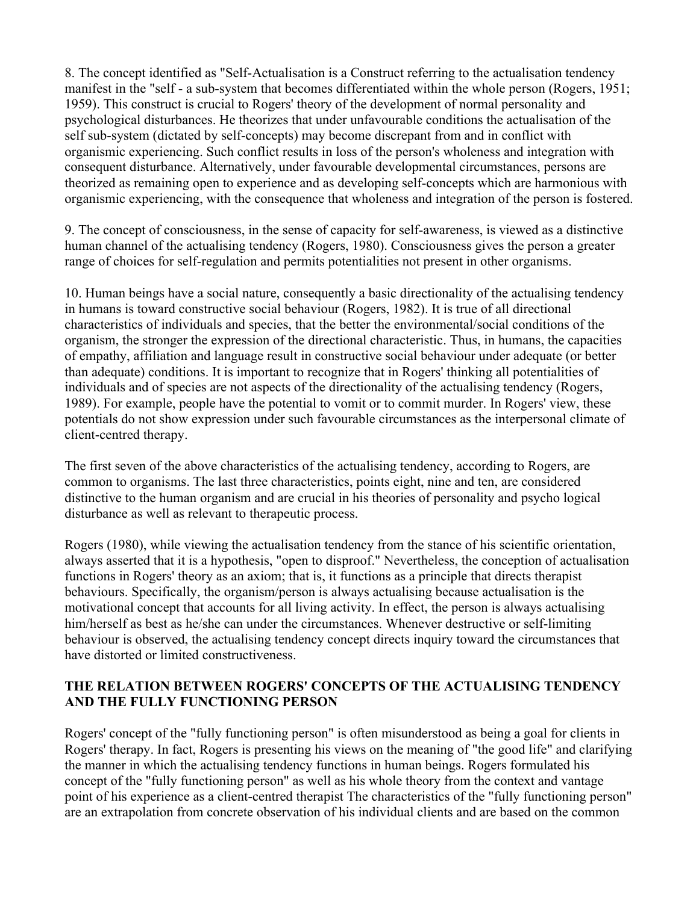8. The concept identified as "Self-Actualisation is a Construct referring to the actualisation tendency manifest in the "self - a sub-system that becomes differentiated within the whole person (Rogers, 1951; 1959). This construct is crucial to Rogers' theory of the development of normal personality and psychological disturbances. He theorizes that under unfavourable conditions the actualisation of the self sub-system (dictated by self-concepts) may become discrepant from and in conflict with organismic experiencing. Such conflict results in loss of the person's wholeness and integration with consequent disturbance. Alternatively, under favourable developmental circumstances, persons are theorized as remaining open to experience and as developing self-concepts which are harmonious with organismic experiencing, with the consequence that wholeness and integration of the person is fostered.

9. The concept of consciousness, in the sense of capacity for self-awareness, is viewed as a distinctive human channel of the actualising tendency (Rogers, 1980). Consciousness gives the person a greater range of choices for self-regulation and permits potentialities not present in other organisms.

10. Human beings have a social nature, consequently a basic directionality of the actualising tendency in humans is toward constructive social behaviour (Rogers, 1982). It is true of all directional characteristics of individuals and species, that the better the environmental/social conditions of the organism, the stronger the expression of the directional characteristic. Thus, in humans, the capacities of empathy, affiliation and language result in constructive social behaviour under adequate (or better than adequate) conditions. It is important to recognize that in Rogers' thinking all potentialities of individuals and of species are not aspects of the directionality of the actualising tendency (Rogers, 1989). For example, people have the potential to vomit or to commit murder. In Rogers' view, these potentials do not show expression under such favourable circumstances as the interpersonal climate of client-centred therapy.

The first seven of the above characteristics of the actualising tendency, according to Rogers, are common to organisms. The last three characteristics, points eight, nine and ten, are considered distinctive to the human organism and are crucial in his theories of personality and psycho logical disturbance as well as relevant to therapeutic process.

Rogers (1980), while viewing the actualisation tendency from the stance of his scientific orientation, always asserted that it is a hypothesis, "open to disproof." Nevertheless, the conception of actualisation functions in Rogers' theory as an axiom; that is, it functions as a principle that directs therapist behaviours. Specifically, the organism/person is always actualising because actualisation is the motivational concept that accounts for all living activity. In effect, the person is always actualising him/herself as best as he/she can under the circumstances. Whenever destructive or self-limiting behaviour is observed, the actualising tendency concept directs inquiry toward the circumstances that have distorted or limited constructiveness.

## THE RELATION BETWEEN ROGERS' CONCEPTS OF THE ACTUALISING TENDENCY AND THE FULLY FUNCTIONING PERSON

Rogers' concept of the "fully functioning person" is often misunderstood as being a goal for clients in Rogers' therapy. In fact, Rogers is presenting his views on the meaning of "the good life" and clarifying the manner in which the actualising tendency functions in human beings. Rogers formulated his concept of the "fully functioning person" as well as his whole theory from the context and vantage point of his experience as a client-centred therapist The characteristics of the "fully functioning person" are an extrapolation from concrete observation of his individual clients and are based on the common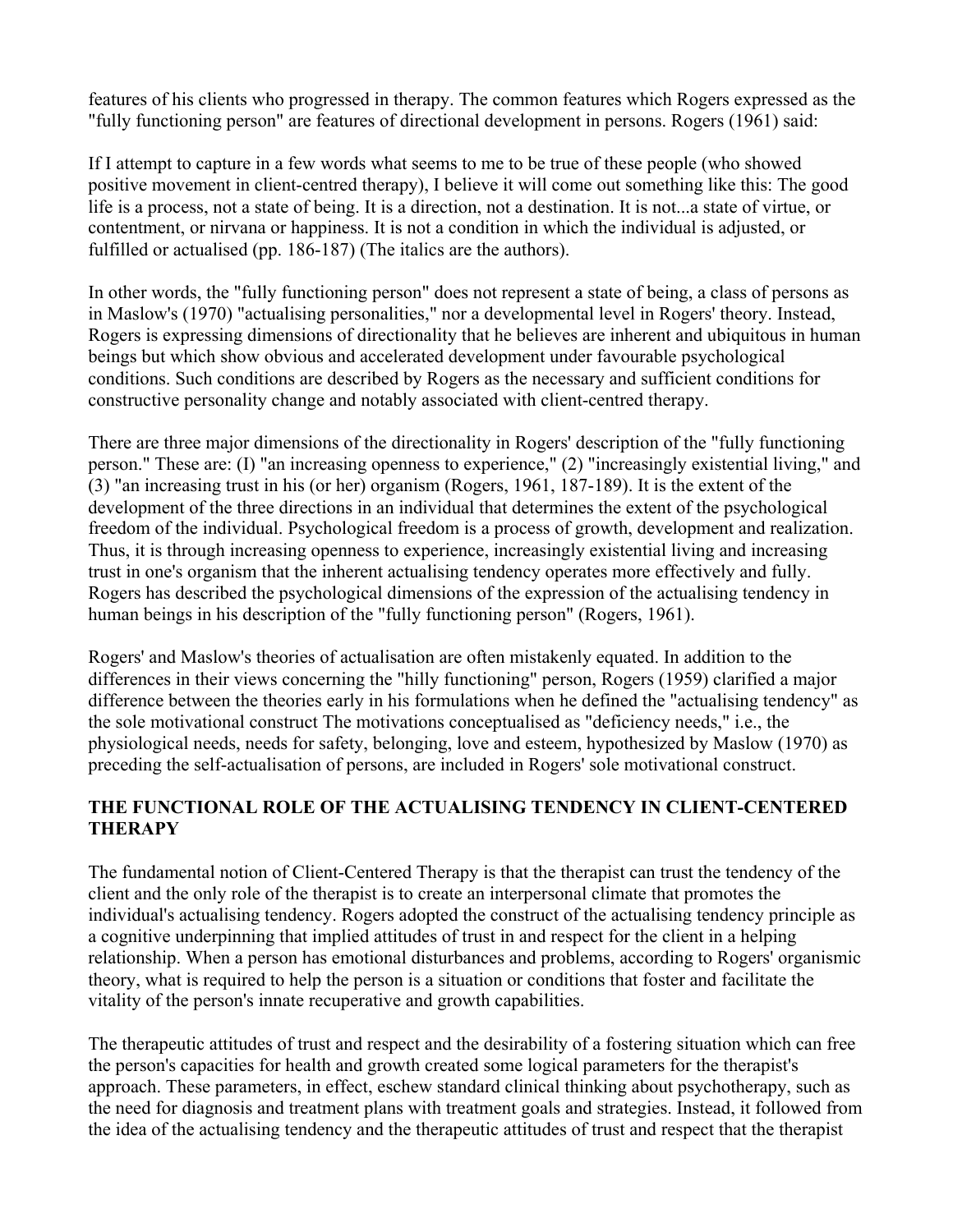features of his clients who progressed in therapy. The common features which Rogers expressed as the "fully functioning person" are features of directional development in persons. Rogers (1961) said:

If I attempt to capture in a few words what seems to me to be true of these people (who showed positive movement in client-centred therapy), I believe it will come out something like this: The good life is a process, not a state of being. It is a direction, not a destination. It is not...a state of virtue, or contentment, or nirvana or happiness. It is not a condition in which the individual is adjusted, or fulfilled or actualised (pp. 186-187) (The italics are the authors).

In other words, the "fully functioning person" does not represent a state of being, a class of persons as in Maslow's (1970) "actualising personalities," nor a developmental level in Rogers' theory. Instead, Rogers is expressing dimensions of directionality that he believes are inherent and ubiquitous in human beings but which show obvious and accelerated development under favourable psychological conditions. Such conditions are described by Rogers as the necessary and sufficient conditions for constructive personality change and notably associated with client-centred therapy.

There are three major dimensions of the directionality in Rogers' description of the "fully functioning person." These are: (I) "an increasing openness to experience," (2) "increasingly existential living," and (3) "an increasing trust in his (or her) organism (Rogers, 1961, 187-189). It is the extent of the development of the three directions in an individual that determines the extent of the psychological freedom of the individual. Psychological freedom is a process of growth, development and realization. Thus, it is through increasing openness to experience, increasingly existential living and increasing trust in one's organism that the inherent actualising tendency operates more effectively and fully. Rogers has described the psychological dimensions of the expression of the actualising tendency in human beings in his description of the "fully functioning person" (Rogers, 1961).

Rogers' and Maslow's theories of actualisation are often mistakenly equated. In addition to the differences in their views concerning the "hilly functioning" person, Rogers (1959) clarified a major difference between the theories early in his formulations when he defined the "actualising tendency" as the sole motivational construct The motivations conceptualised as "deficiency needs," i.e., the physiological needs, needs for safety, belonging, love and esteem, hypothesized by Maslow (1970) as preceding the self-actualisation of persons, are included in Rogers' sole motivational construct.

## THE FUNCTIONAL ROLE OF THE ACTUALISING TENDENCY IN CLIENT-CENTERED THERAPY

The fundamental notion of Client-Centered Therapy is that the therapist can trust the tendency of the client and the only role of the therapist is to create an interpersonal climate that promotes the individual's actualising tendency. Rogers adopted the construct of the actualising tendency principle as a cognitive underpinning that implied attitudes of trust in and respect for the client in a helping relationship. When a person has emotional disturbances and problems, according to Rogers' organismic theory, what is required to help the person is a situation or conditions that foster and facilitate the vitality of the person's innate recuperative and growth capabilities.

The therapeutic attitudes of trust and respect and the desirability of a fostering situation which can free the person's capacities for health and growth created some logical parameters for the therapist's approach. These parameters, in effect, eschew standard clinical thinking about psychotherapy, such as the need for diagnosis and treatment plans with treatment goals and strategies. Instead, it followed from the idea of the actualising tendency and the therapeutic attitudes of trust and respect that the therapist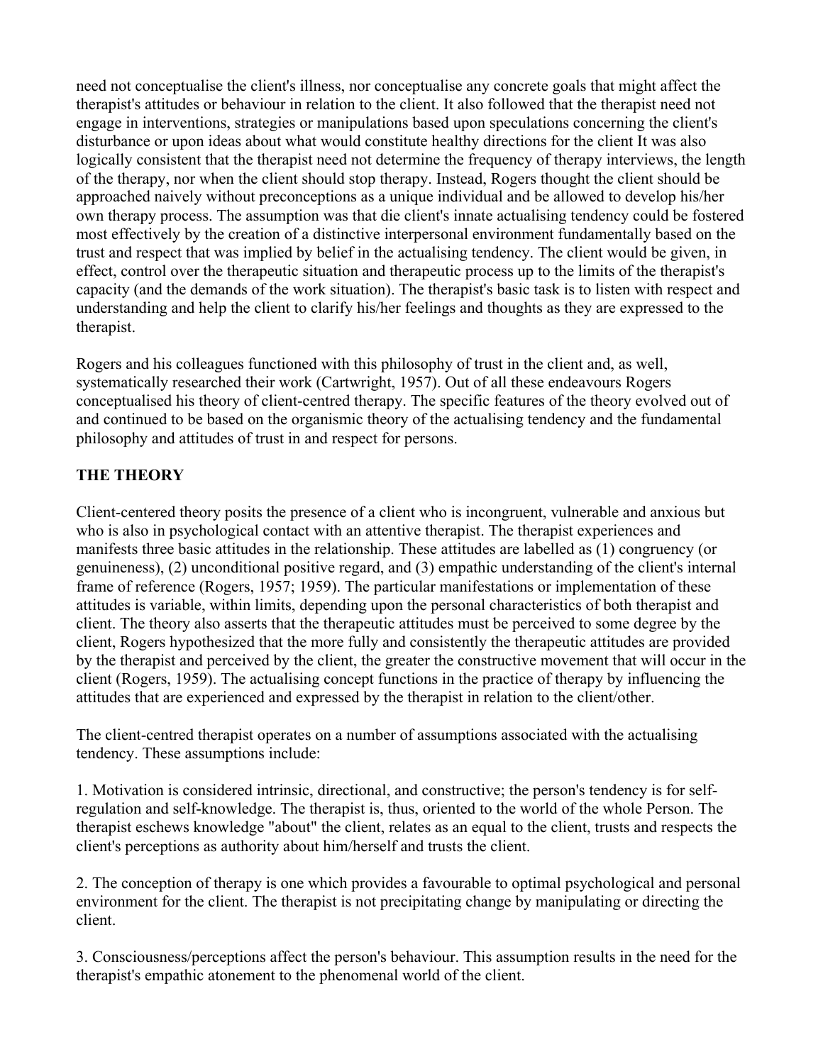need not conceptualise the client's illness, nor conceptualise any concrete goals that might affect the therapist's attitudes or behaviour in relation to the client. It also followed that the therapist need not engage in interventions, strategies or manipulations based upon speculations concerning the client's disturbance or upon ideas about what would constitute healthy directions for the client It was also logically consistent that the therapist need not determine the frequency of therapy interviews, the length of the therapy, nor when the client should stop therapy. Instead, Rogers thought the client should be approached naively without preconceptions as a unique individual and be allowed to develop his/her own therapy process. The assumption was that die client's innate actualising tendency could be fostered most effectively by the creation of a distinctive interpersonal environment fundamentally based on the trust and respect that was implied by belief in the actualising tendency. The client would be given, in effect, control over the therapeutic situation and therapeutic process up to the limits of the therapist's capacity (and the demands of the work situation). The therapist's basic task is to listen with respect and understanding and help the client to clarify his/her feelings and thoughts as they are expressed to the therapist.

Rogers and his colleagues functioned with this philosophy of trust in the client and, as well, systematically researched their work (Cartwright, 1957). Out of all these endeavours Rogers conceptualised his theory of client-centred therapy. The specific features of the theory evolved out of and continued to be based on the organismic theory of the actualising tendency and the fundamental philosophy and attitudes of trust in and respect for persons.

**THE THEORY**

Client-centered theory posits the presence of a client who is incongruent, vulnerable and anxious but who is also in psychological contact with an attentive therapist. The therapist experiences and manifests three basic attitudes in the relationship. These attitudes are labelled as (1) congruency (or genuineness), (2) unconditional positive regard, and (3) empathic understanding of the client's internal frame of reference (Rogers, 1957; 1959). The particular manifestations or implementation of these attitudes is variable, within limits, depending upon the personal characteristics of both therapist and client. The theory also asserts that the therapeutic attitudes must be perceived to some degree by the client, Rogers hypothesized that the more fully and consistently the therapeutic attitudes are provided by the therapist and perceived by the client, the greater the constructive movement that will occur in the client (Rogers, 1959). The actualising concept functions in the practice of therapy by influencing the attitudes that are experienced and expressed by the therapist in relation to the client/other.

The client-centred therapist operates on a number of assumptions associated with the actualising tendency. These assumptions include:

1. Motivation is considered intrinsic, directional, and constructive; the person's tendency is for self-regulation and self-knowledge. The therapist is, thus, oriented to the world of the whole Person. The therapist eschews knowledge "about" the client, relates as an equal to the client, trusts and respects the client's perceptions as authority about him/herself and trusts the client.

2. The conception of therapy is one which provides a favourable to optimal psychological and personal environment for the client. The therapist is not precipitating change by manipulating or directing the client.

3. Consciousness/perceptions affect the person's behaviour. This assumption results in the need for the therapist's empathic atonement to the phenomenal world of the client.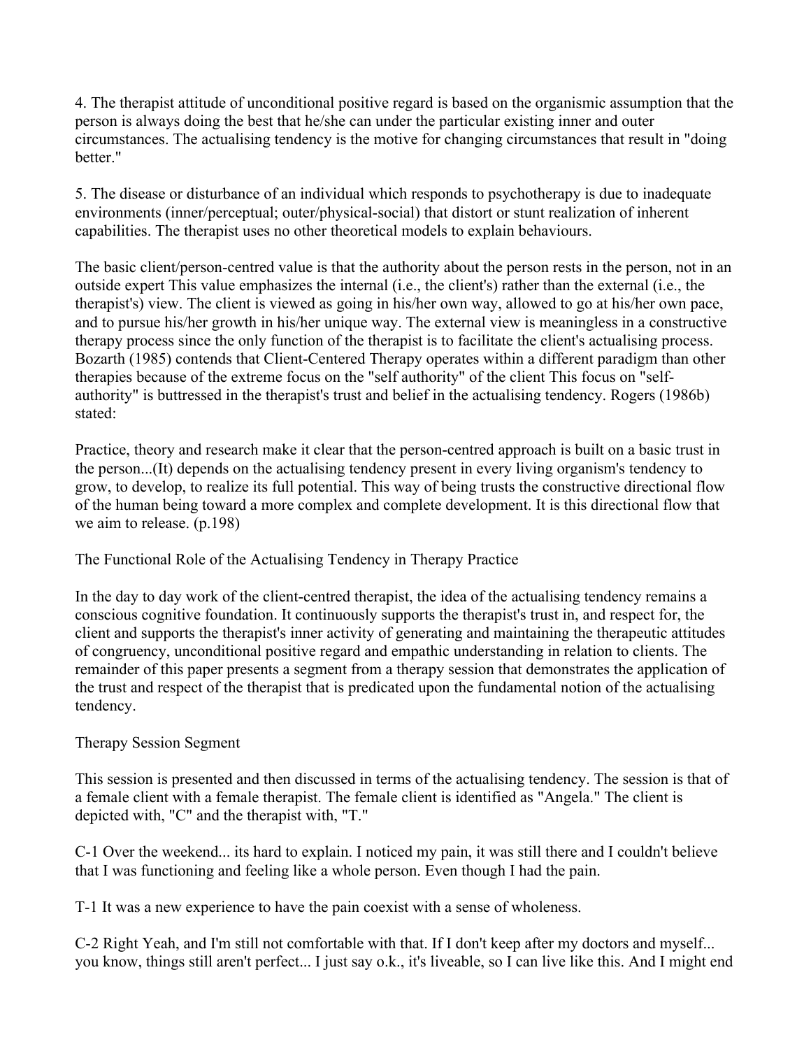4. The therapist attitude of unconditional positive regard is based on the organismic assumption that the person is always doing the best that he/she can under the particular existing inner and outer circumstances. The actualising tendency is the motive for changing circumstances that result in "doing better."

5. The disease or disturbance of an individual which responds to psychotherapy is due to inadequate environments (inner/perceptual; outer/physical-social) that distort or stunt realization of inherent capabilities. The therapist uses no other theoretical models to explain behaviours.

The basic client/person-centred value is that the authority about the person rests in the person, not in an outside expert This value emphasizes the internal (i.e., the client's) rather than the external (i.e., the therapist's) view. The client is viewed as going in his/her own way, allowed to go at his/her own pace, and to pursue his/her growth in his/her unique way. The external view is meaningless in a constructive therapy process since the only function of the therapist is to facilitate the client's actualising process. Bozarth (1985) contends that Client-Centered Therapy operates within a different paradigm than other therapies because of the extreme focus on the "self authority" of the client This focus on "self-authority" is buttressed in the therapist's trust and belief in the actualising tendency. Rogers (1986b) stated:

Practice, theory and research make it clear that the person-centred approach is built on a basic trust in the person...(It) depends on the actualising tendency present in every living organism's tendency to grow, to develop, to realize its full potential. This way of being trusts the constructive directional flow of the human being toward a more complex and complete development. It is this directional flow that we aim to release. (p.198)

## The Functional Role of the Actualising Tendency in Therapy Practice

In the day to day work of the client-centred therapist, the idea of the actualising tendency remains a conscious cognitive foundation. It continuously supports the therapist's trust in, and respect for, the client and supports the therapist's inner activity of generating and maintaining the therapeutic attitudes of congruency, unconditional positive regard and empathic understanding in relation to clients. The remainder of this paper presents a segment from a therapy session that demonstrates the application of the trust and respect of the therapist that is predicated upon the fundamental notion of the actualising tendency.

## Therapy Session Segment

This session is presented and then discussed in terms of the actualising tendency. The session is that of a female client with a female therapist. The female client is identified as "Angela." The client is depicted with, "C" and the therapist with, "T."

C-1 Over the weekend... its hard to explain. I noticed my pain, it was still there and I couldn't believe that I was functioning and feeling like a whole person. Even though I had the pain.

T-1 It was a new experience to have the pain coexist with a sense of wholeness.

C-2 Right Yeah, and I'm still not comfortable with that. If I don't keep after my doctors and myself... you know, things still aren't perfect... I just say o.k., it's liveable, so I can live like this. And I might end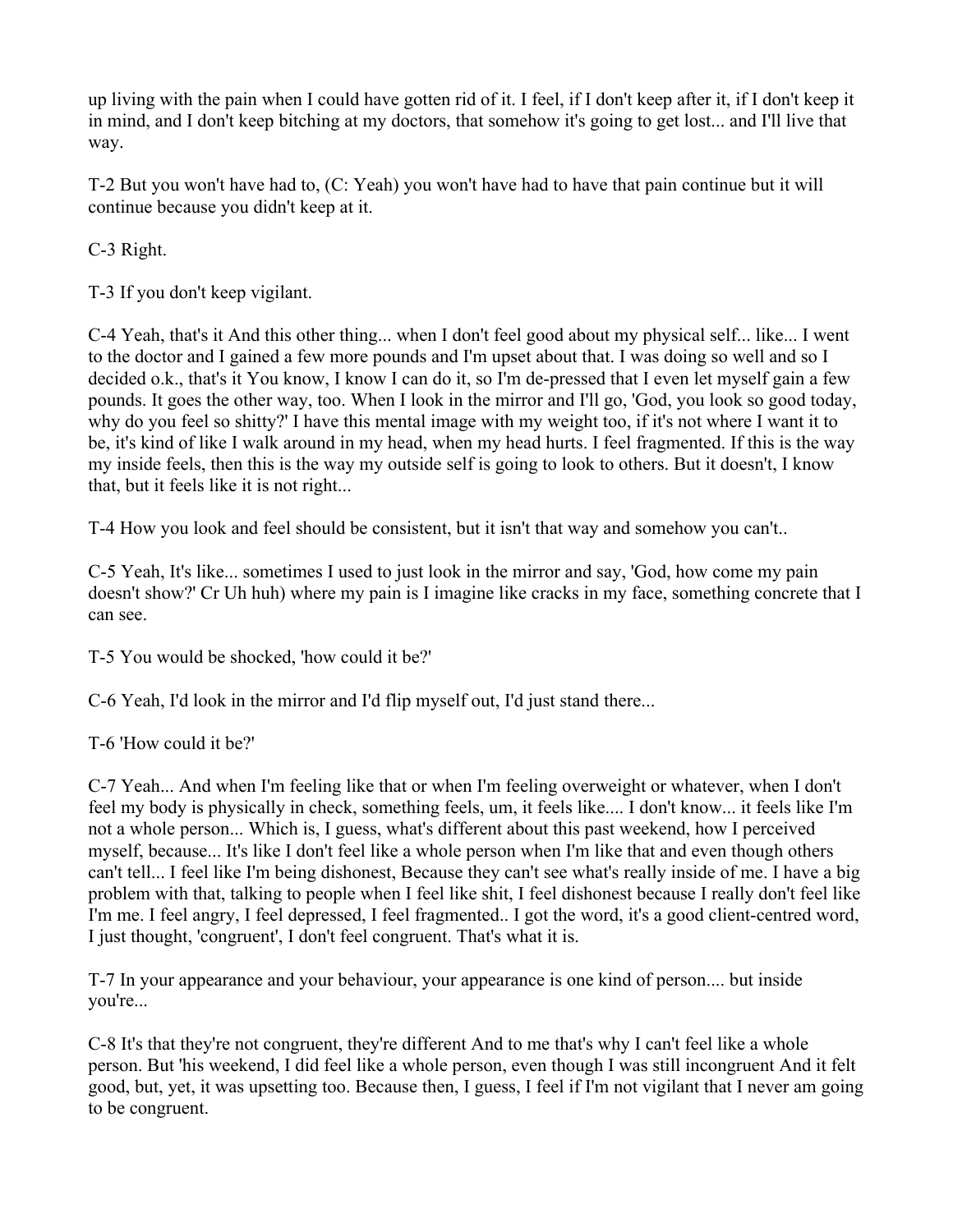up living with the pain when I could have gotten rid of it. I feel, if I don't keep after it, if I don't keep it in mind, and I don't keep bitching at my doctors, that somehow it's going to get lost... and I'll live that way.

T-2 But you won't have had to, (C: Yeah) you won't have had to have that pain continue but it will continue because you didn't keep at it.

C-3 Right.

T-3 If you don't keep vigilant.

C-4 Yeah, that's it And this other thing... when I don't feel good about my physical self... like... I went to the doctor and I gained a few more pounds and I'm upset about that. I was doing so well and so I decided o.k., that's it You know, I know I can do it, so I'm de-pressed that I even let myself gain a few pounds. It goes the other way, too. When I look in the mirror and I'll go, 'God, you look so good today, why do you feel so shitty?' I have this mental image with my weight too, if it's not where I want it to be, it's kind of like I walk around in my head, when my head hurts. I feel fragmented. If this is the way my inside feels, then this is the way my outside self is going to look to others. But it doesn't, I know that, but it feels like it is not right...

T-4 How you look and feel should be consistent, but it isn't that way and somehow you can't..

C-5 Yeah, It's like... sometimes I used to just look in the mirror and say, 'God, how come my pain doesn't show?' Cr Uh huh) where my pain is I imagine like cracks in my face, something concrete that I can see.

T-5 You would be shocked, 'how could it be?'

C-6 Yeah, I'd look in the mirror and I'd flip myself out, I'd just stand there...

T-6 'How could it be?'

C-7 Yeah... And when I'm feeling like that or when I'm feeling overweight or whatever, when I don't feel my body is physically in check, something feels, um, it feels like.... I don't know... it feels like I'm not a whole person... Which is, I guess, what's different about this past weekend, how I perceived myself, because... It's like I don't feel like a whole person when I'm like that and even though others can't tell... I feel like I'm being dishonest, Because they can't see what's really inside of me. I have a big problem with that, talking to people when I feel like shit, I feel dishonest because I really don't feel like I'm me. I feel angry, I feel depressed, I feel fragmented.. I got the word, it's a good client-centred word, I just thought, 'congruent', I don't feel congruent. That's what it is.

T-7 In your appearance and your behaviour, your appearance is one kind of person.... but inside you're...

C-8 It's that they're not congruent, they're different And to me that's why I can't feel like a whole person. But 'his weekend, I did feel like a whole person, even though I was still incongruent And it felt good, but, yet, it was upsetting too. Because then, I guess, I feel if I'm not vigilant that I never am going to be congruent.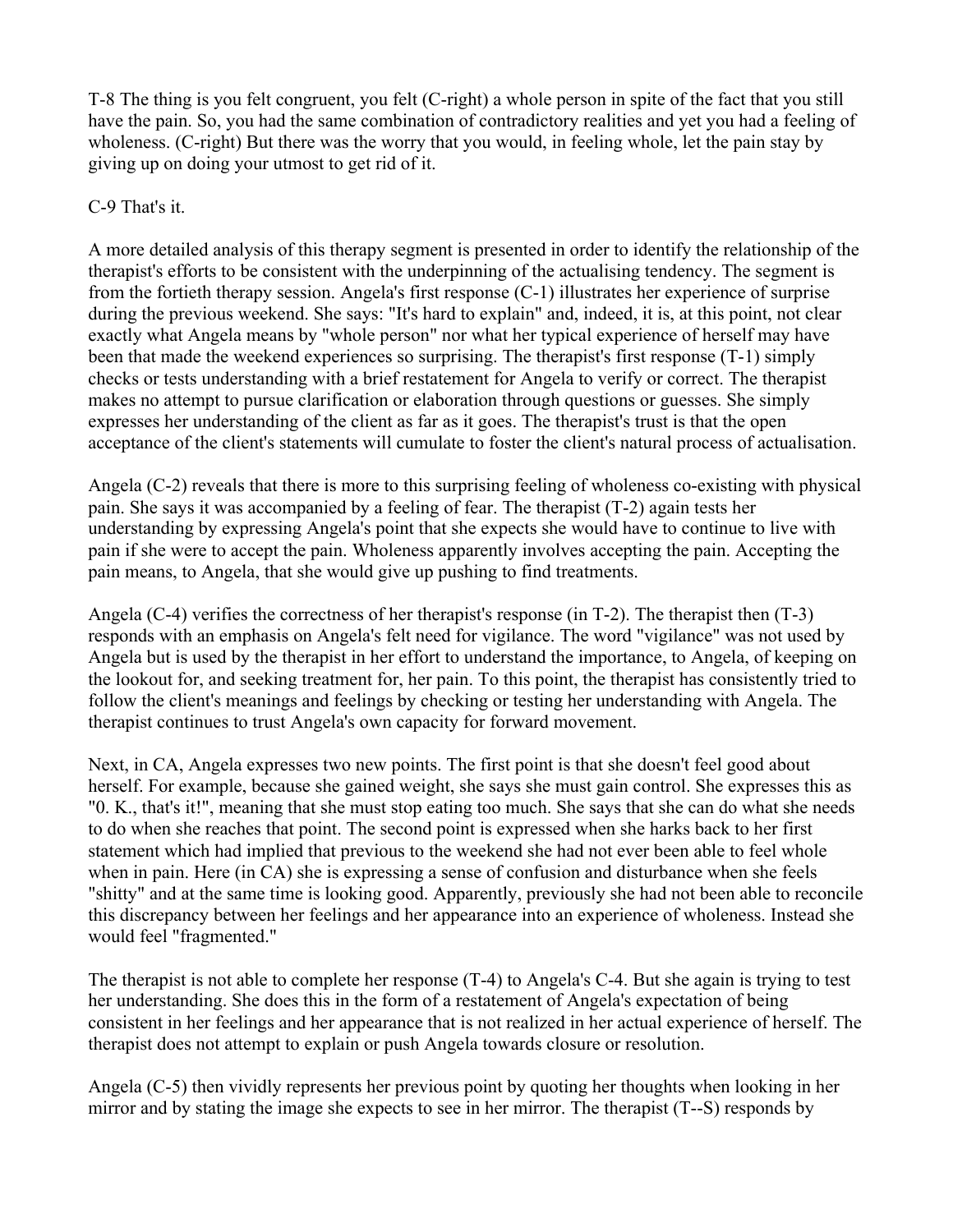T-8 The thing is you felt congruent, you felt (C-right) a whole person in spite of the fact that you still have the pain. So, you had the same combination of contradictory realities and yet you had a feeling of wholeness. (C-right) But there was the worry that you would, in feeling whole, let the pain stay by giving up on doing your utmost to get rid of it.

C-9 That's it.

A more detailed analysis of this therapy segment is presented in order to identify the relationship of the therapist's efforts to be consistent with the underpinning of the actualising tendency. The segment is from the fortieth therapy session. Angela's first response (C-1) illustrates her experience of surprise during the previous weekend. She says: "It's hard to explain" and, indeed, it is, at this point, not clear exactly what Angela means by "whole person" nor what her typical experience of herself may have been that made the weekend experiences so surprising. The therapist's first response (T-1) simply checks or tests understanding with a brief restatement for Angela to verify or correct. The therapist makes no attempt to pursue clarification or elaboration through questions or guesses. She simply expresses her understanding of the client as far as it goes. The therapist's trust is that the open acceptance of the client's statements will cumulate to foster the client's natural process of actualisation.

Angela (C-2) reveals that there is more to this surprising feeling of wholeness co-existing with physical pain. She says it was accompanied by a feeling of fear. The therapist (T-2) again tests her understanding by expressing Angela's point that she expects she would have to continue to live with pain if she were to accept the pain. Wholeness apparently involves accepting the pain. Accepting the pain means, to Angela, that she would give up pushing to find treatments.

Angela (C-4) verifies the correctness of her therapist's response (in T-2). The therapist then (T-3) responds with an emphasis on Angela's felt need for vigilance. The word "vigilance" was not used by Angela but is used by the therapist in her effort to understand the importance, to Angela, of keeping on the lookout for, and seeking treatment for, her pain. To this point, the therapist has consistently tried to follow the client's meanings and feelings by checking or testing her understanding with Angela. The therapist continues to trust Angela's own capacity for forward movement.

Next, in CA, Angela expresses two new points. The first point is that she doesn't feel good about herself. For example, because she gained weight, she says she must gain control. She expresses this as "0. K., that's it!", meaning that she must stop eating too much. She says that she can do what she needs to do when she reaches that point. The second point is expressed when she harks back to her first statement which had implied that previous to the weekend she had not ever been able to feel whole when in pain. Here (in CA) she is expressing a sense of confusion and disturbance when she feels "shitty" and at the same time is looking good. Apparently, previously she had not been able to reconcile this discrepancy between her feelings and her appearance into an experience of wholeness. Instead she would feel "fragmented."

The therapist is not able to complete her response (T-4) to Angela's C-4. But she again is trying to test her understanding. She does this in the form of a restatement of Angela's expectation of being consistent in her feelings and her appearance that is not realized in her actual experience of herself. The therapist does not attempt to explain or push Angela towards closure or resolution.

Angela (C-5) then vividly represents her previous point by quoting her thoughts when looking in her mirror and by stating the image she expects to see in her mirror. The therapist (T--S) responds by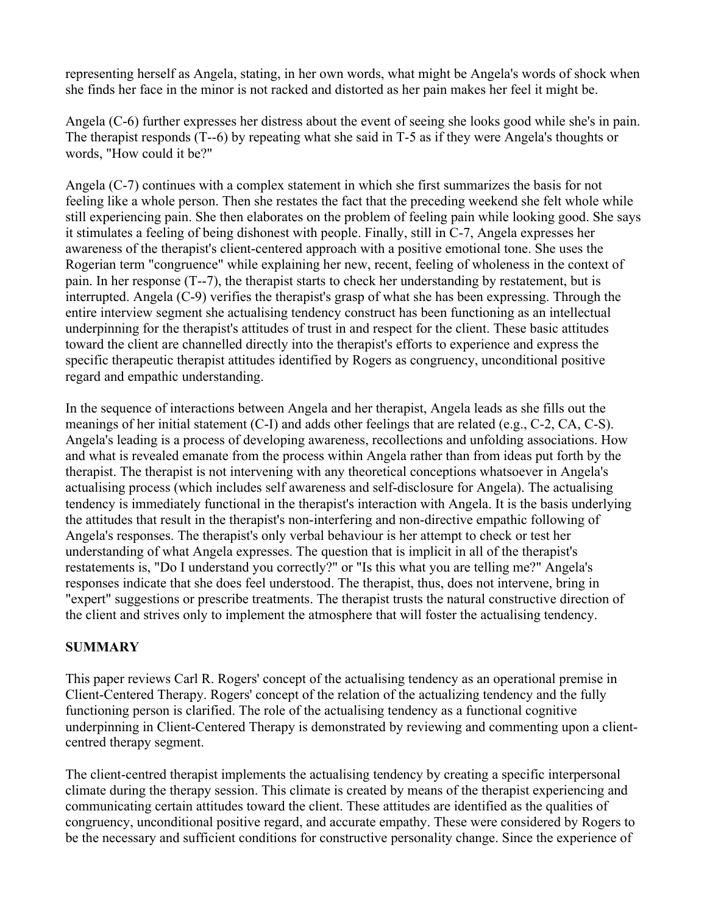representing herself as Angela, stating, in her own words, what might be Angela's words of shock when she finds her face in the minor is not racked and distorted as her pain makes her feel it might be.

Angela (C-6) further expresses her distress about the event of seeing she looks good while she's in pain. The therapist responds (T--6) by repeating what she said in T-5 as if they were Angela's thoughts or words, "How could it be?"

Angela (C-7) continues with a complex statement in which she first summarizes the basis for not feeling like a whole person. Then she restates the fact that the preceding weekend she felt whole while still experiencing pain. She then elaborates on the problem of feeling pain while looking good. She says it stimulates a feeling of being dishonest with people. Finally, still in C-7, Angela expresses her awareness of the therapist's client-centered approach with a positive emotional tone. She uses the Rogerian term "congruence" while explaining her new, recent, feeling of wholeness in the context of pain. In her response (T--7), the therapist starts to check her understanding by restatement, but is interrupted. Angela (C-9) verifies the therapist's grasp of what she has been expressing. Through the entire interview segment she actualising tendency construct has been functioning as an intellectual underpinning for the therapist's attitudes of trust in and respect for the client. These basic attitudes toward the client are channelled directly into the therapist's efforts to experience and express the specific therapeutic therapist attitudes identified by Rogers as congruency, unconditional positive regard and empathic understanding.

In the sequence of interactions between Angela and her therapist, Angela leads as she fills out the meanings of her initial statement (C-I) and adds other feelings that are related (e.g., C-2, CA, C-S). Angela's leading is a process of developing awareness, recollections and unfolding associations. How and what is revealed emanate from the process within Angela rather than from ideas put forth by the therapist. The therapist is not intervening with any theoretical conceptions whatsoever in Angela's actualising process (which includes self awareness and self-disclosure for Angela). The actualising tendency is immediately functional in the therapist's interaction with Angela. It is the basis underlying the attitudes that result in the therapist's non-interfering and non-directive empathic following of Angela's responses. The therapist's only verbal behaviour is her attempt to check or test her understanding of what Angela expresses. The question that is implicit in all of the therapist's restatements is, "Do I understand you correctly?" or "Is this what you are telling me?" Angela's responses indicate that she does feel understood. The therapist, thus, does not intervene, bring in "expert" suggestions or prescribe treatments. The therapist trusts the natural constructive direction of the client and strives only to implement the atmosphere that will foster the actualising tendency.

## SUMMARY

This paper reviews Carl R. Rogers' concept of the actualising tendency as an operational premise in Client-Centered Therapy. Rogers' concept of the relation of the actualizing tendency and the fully functioning person is clarified. The role of the actualising tendency as a functional cognitive underpinning in Client-Centered Therapy is demonstrated by reviewing and commenting upon a client-centred therapy segment.

The client-centred therapist implements the actualising tendency by creating a specific interpersonal climate during the therapy session. This climate is created by means of the therapist experiencing and communicating certain attitudes toward the client. These attitudes are identified as the qualities of congruency, unconditional positive regard, and accurate empathy. These were considered by Rogers to be the necessary and sufficient conditions for constructive personality change. Since the experience of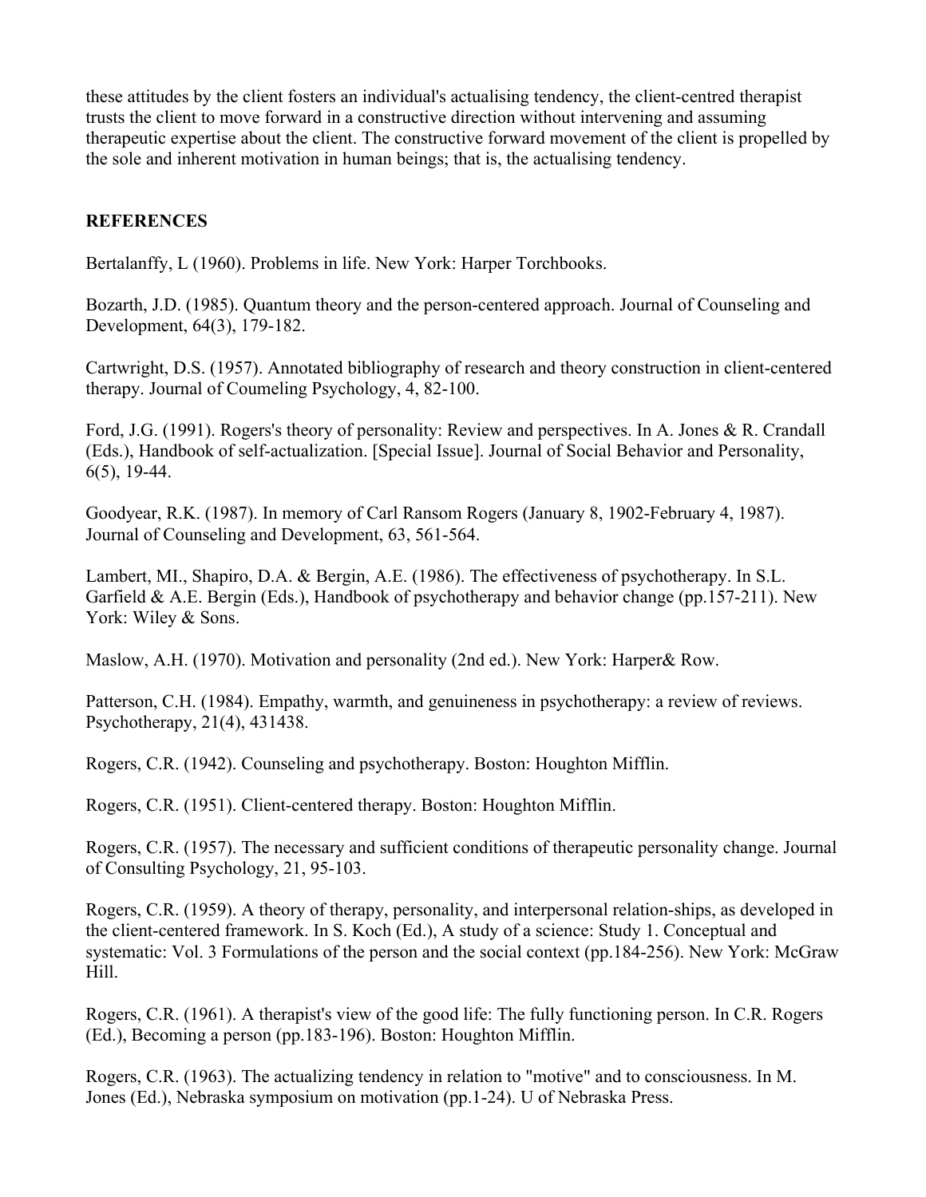these attitudes by the client fosters an individual's actualising tendency, the client-centred therapist trusts the client to move forward in a constructive direction without intervening and assuming therapeutic expertise about the client. The constructive forward movement of the client is propelled by the sole and inherent motivation in human beings; that is, the actualising tendency.

**REFERENCES**

Bertalanffy, L (1960). Problems in life. New York: Harper Torchbooks.

Bozarth, J.D. (1985). Quantum theory and the person-centered approach. Journal of Counseling and Development, 64(3), 179-182.

Cartwright, D.S. (1957). Annotated bibliography of research and theory construction in client-centered therapy. Journal of Coumeling Psychology, 4, 82-100.

Ford, J.G. (1991). Rogers's theory of personality: Review and perspectives. In A. Jones & R. Crandall (Eds.), Handbook of self-actualization. [Special Issue]. Journal of Social Behavior and Personality, 6(5), 19-44.

Goodyear, R.K. (1987). In memory of Carl Ransom Rogers (January 8, 1902-February 4, 1987). Journal of Counseling and Development, 63, 561-564.

Lambert, MI., Shapiro, D.A. & Bergin, A.E. (1986). The effectiveness of psychotherapy. In S.L. Garfield & A.E. Bergin (Eds.), Handbook of psychotherapy and behavior change (pp.157-211). New York: Wiley & Sons.

Maslow, A.H. (1970). Motivation and personality (2nd ed.). New York: Harper& Row.

Patterson, C.H. (1984). Empathy, warmth, and genuineness in psychotherapy: a review of reviews. Psychotherapy, 21(4), 431438.

Rogers, C.R. (1942). Counseling and psychotherapy. Boston: Houghton Mifflin.

Rogers, C.R. (1951). Client-centered therapy. Boston: Houghton Mifflin.

Rogers, C.R. (1957). The necessary and sufficient conditions of therapeutic personality change. Journal of Consulting Psychology, 21, 95-103.

Rogers, C.R. (1959). A theory of therapy, personality, and interpersonal relation-ships, as developed in the client-centered framework. In S. Koch (Ed.), A study of a science: Study 1. Conceptual and systematic: Vol. 3 Formulations of the person and the social context (pp.184-256). New York: McGraw Hill.

Rogers, C.R. (1961). A therapist's view of the good life: The fully functioning person. In C.R. Rogers (Ed.), Becoming a person (pp.183-196). Boston: Houghton Mifflin.

Rogers, C.R. (1963). The actualizing tendency in relation to "motive" and to consciousness. In M. Jones (Ed.), Nebraska symposium on motivation (pp.1-24). U of Nebraska Press.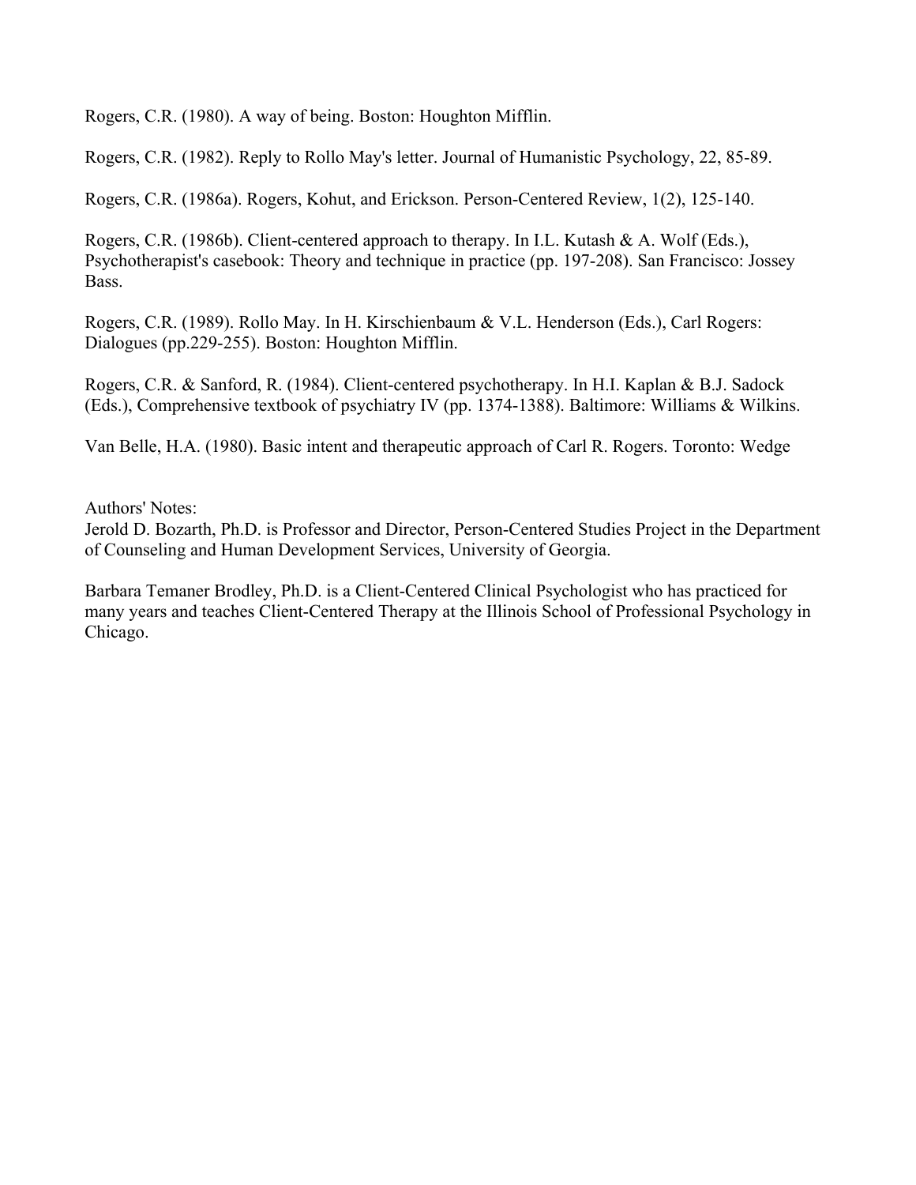Rogers, C.R. (1980). A way of being. Boston: Houghton Mifflin.

Rogers, C.R. (1982). Reply to Rollo May's letter. Journal of Humanistic Psychology, 22, 85-89.

Rogers, C.R. (1986a). Rogers, Kohut, and Erickson. Person-Centered Review, 1(2), 125-140.

Rogers, C.R. (1986b). Client-centered approach to therapy. In I.L. Kutash & A. Wolf (Eds.), Psychotherapist's casebook: Theory and technique in practice (pp. 197-208). San Francisco: Jossey Bass.

Rogers, C.R. (1989). Rollo May. In H. Kirschienbaum & V.L. Henderson (Eds.), Carl Rogers: Dialogues (pp.229-255). Boston: Houghton Mifflin.

Rogers, C.R. & Sanford, R. (1984). Client-centered psychotherapy. In H.I. Kaplan & B.J. Sadock (Eds.), Comprehensive textbook of psychiatry IV (pp. 1374-1388). Baltimore: Williams & Wilkins.

Van Belle, H.A. (1980). Basic intent and therapeutic approach of Carl R. Rogers. Toronto: Wedge

Authors' Notes:
Jerold D. Bozarth, Ph.D. is Professor and Director, Person-Centered Studies Project in the Department of Counseling and Human Development Services, University of Georgia.

Barbara Temaner Brodley, Ph.D. is a Client-Centered Clinical Psychologist who has practiced for many years and teaches Client-Centered Therapy at the Illinois School of Professional Psychology in Chicago.